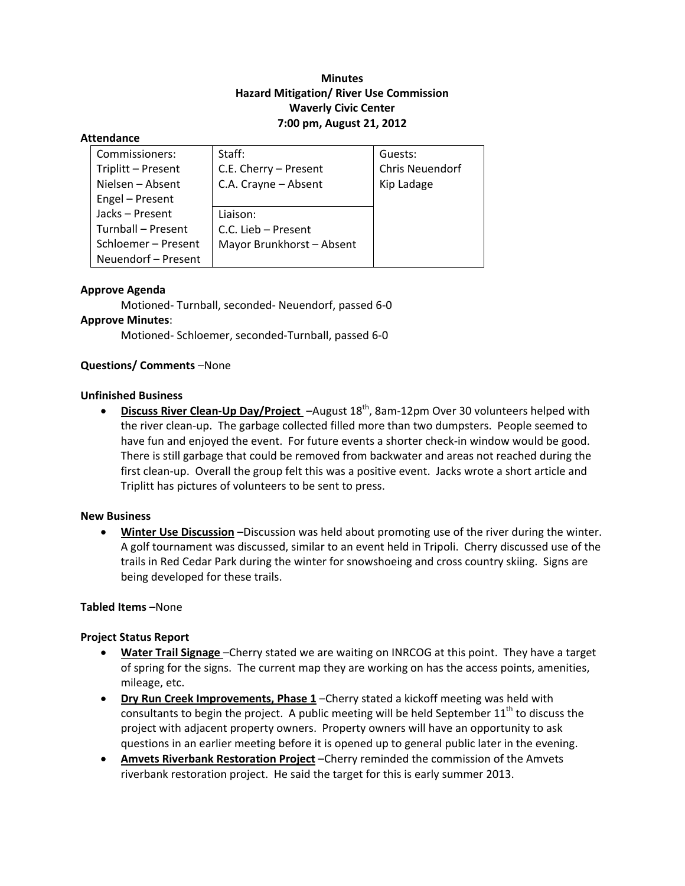# Minutes
## Hazard Mitigation/ River Use Commission
## Waverly Civic Center
## 7:00 pm, August 21, 2012

**Attendance**

| Commissioners: | Staff: | Guests: |
|---|---|---|
| Triplitt – Present | C.E. Cherry – Present | Chris Neuendorf |
| Nielsen – Absent | C.A. Crayne – Absent | Kip Ladage |
| Engel – Present | | |
| Jacks – Present | Liaison: | |
| Turnball – Present | C.C. Lieb – Present | |
| Schloemer – Present | Mayor Brunkhorst – Absent | |
| Neuendorf – Present | | |

**Approve Agenda**

Motioned- Turnball, seconded- Neuendorf, passed 6-0

**Approve Minutes**:

Motioned- Schloemer, seconded-Turnball, passed 6-0

**Questions/ Comments** –None

**Unfinished Business**

- **<u>Discuss River Clean-Up Day/Project</u>** –August 18th, 8am-12pm Over 30 volunteers helped with the river clean-up. The garbage collected filled more than two dumpsters. People seemed to have fun and enjoyed the event. For future events a shorter check-in window would be good. There is still garbage that could be removed from backwater and areas not reached during the first clean-up. Overall the group felt this was a positive event. Jacks wrote a short article and Triplitt has pictures of volunteers to be sent to press.

**New Business**

- **<u>Winter Use Discussion</u>** –Discussion was held about promoting use of the river during the winter. A golf tournament was discussed, similar to an event held in Tripoli. Cherry discussed use of the trails in Red Cedar Park during the winter for snowshoeing and cross country skiing. Signs are being developed for these trails.

**Tabled Items** –None

**Project Status Report**

- **<u>Water Trail Signage</u>** –Cherry stated we are waiting on INRCOG at this point. They have a target of spring for the signs. The current map they are working on has the access points, amenities, mileage, etc.
- **<u>Dry Run Creek Improvements, Phase 1</u>** –Cherry stated a kickoff meeting was held with consultants to begin the project. A public meeting will be held September 11th to discuss the project with adjacent property owners. Property owners will have an opportunity to ask questions in an earlier meeting before it is opened up to general public later in the evening.
- **<u>Amvets Riverbank Restoration Project</u>** –Cherry reminded the commission of the Amvets riverbank restoration project. He said the target for this is early summer 2013.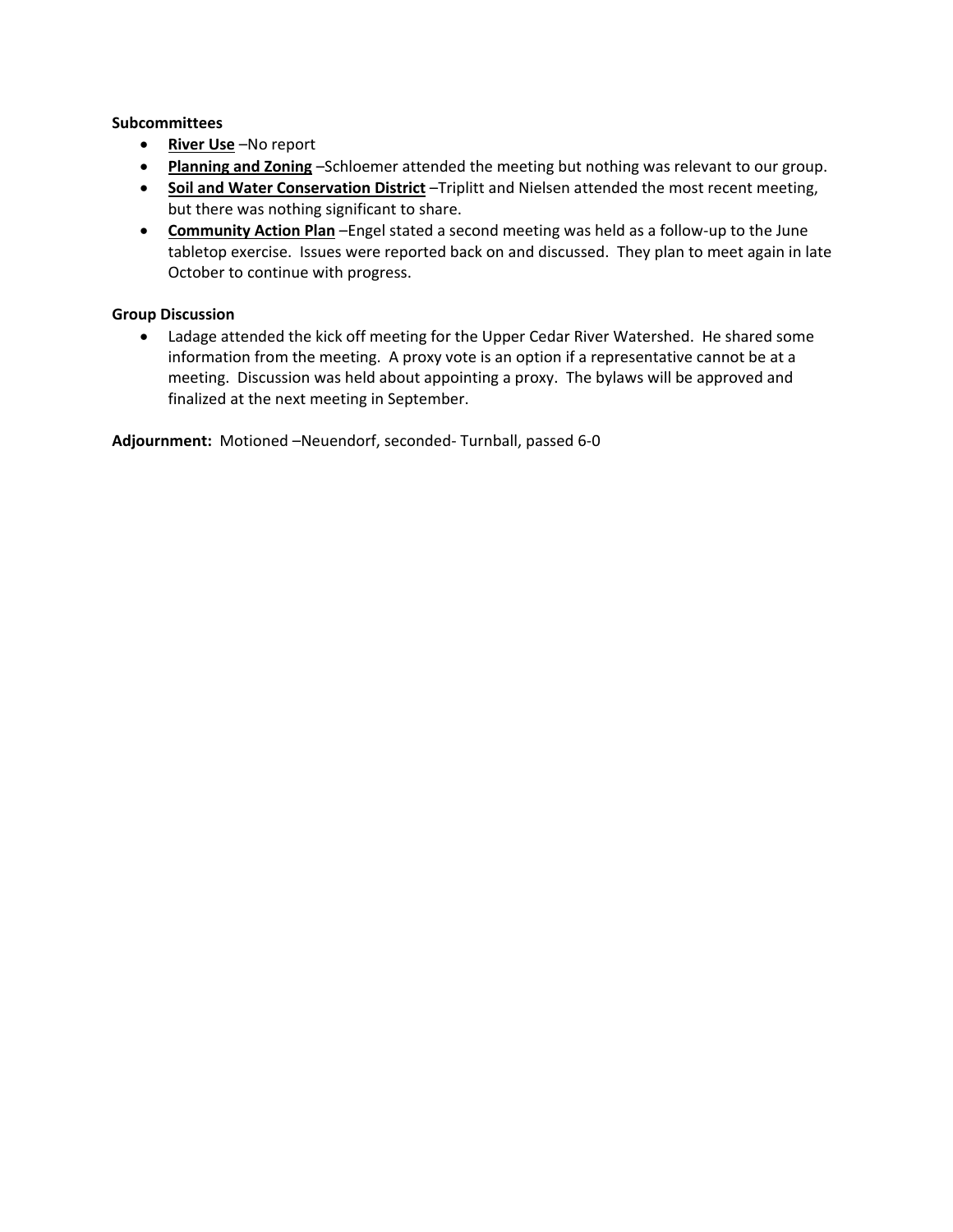**Subcommittees**

- **River Use** –No report
- **Planning and Zoning** –Schloemer attended the meeting but nothing was relevant to our group.
- **Soil and Water Conservation District** –Triplitt and Nielsen attended the most recent meeting, but there was nothing significant to share.
- **Community Action Plan** –Engel stated a second meeting was held as a follow-up to the June tabletop exercise. Issues were reported back on and discussed. They plan to meet again in late October to continue with progress.

**Group Discussion**

- Ladage attended the kick off meeting for the Upper Cedar River Watershed. He shared some information from the meeting. A proxy vote is an option if a representative cannot be at a meeting. Discussion was held about appointing a proxy. The bylaws will be approved and finalized at the next meeting in September.

**Adjournment:** Motioned –Neuendorf, seconded- Turnball, passed 6-0